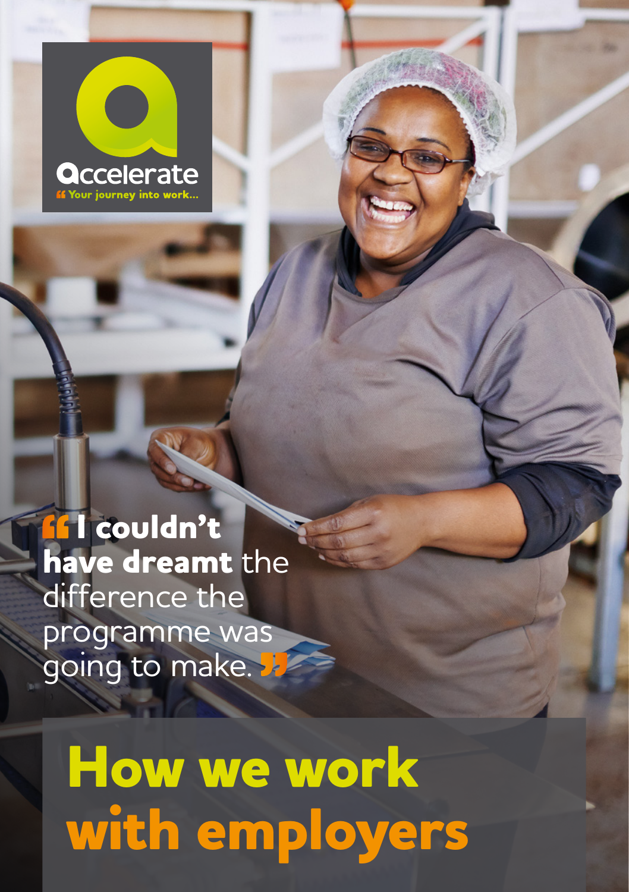Accelerate

"Your journey into work...

"**I couldn't have dreamt** the difference the programme was going to make."

# How we work with employers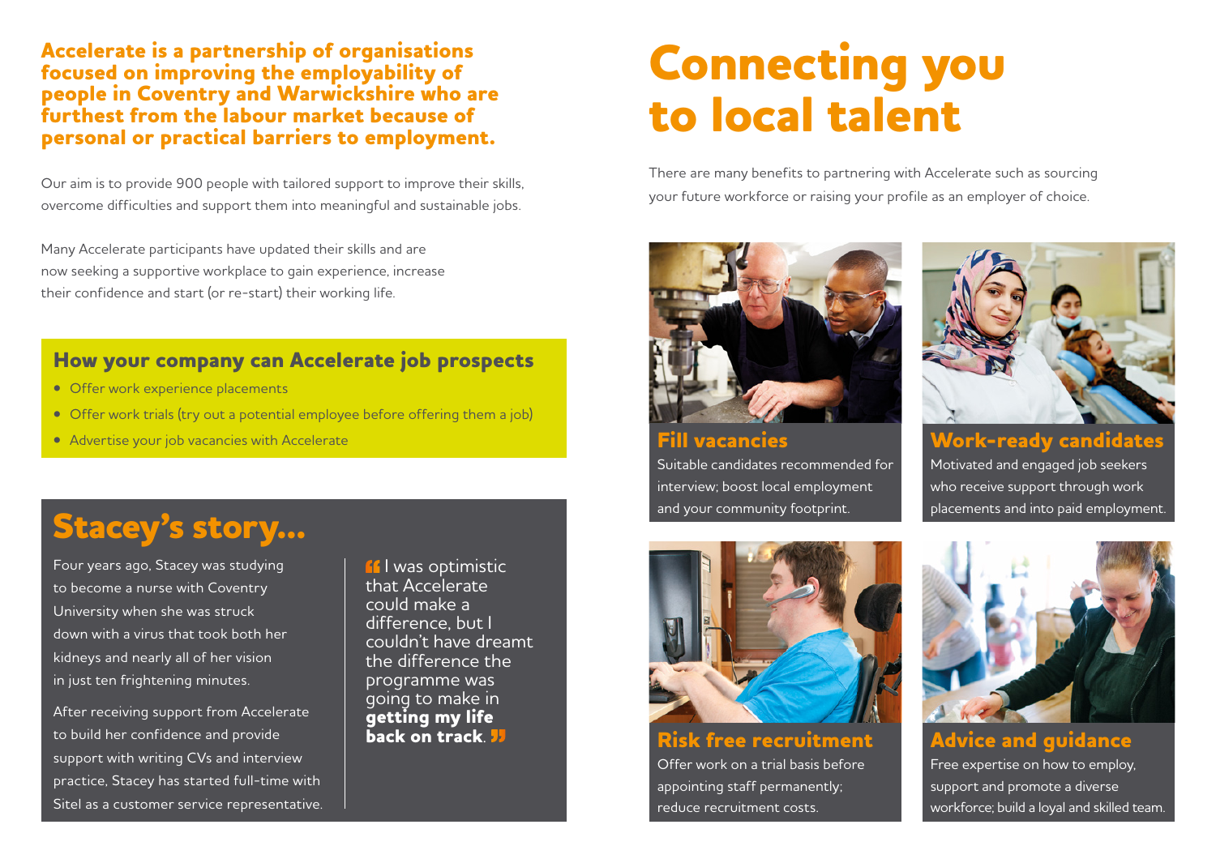**Accelerate is a partnership of organisations focused on improving the employability of people in Coventry and Warwickshire who are furthest from the labour market because of personal or practical barriers to employment.**

Our aim is to provide 900 people with tailored support to improve their skills, overcome difficulties and support them into meaningful and sustainable jobs.

Many Accelerate participants have updated their skills and are now seeking a supportive workplace to gain experience, increase their confidence and start (or re-start) their working life.

### How your company can Accelerate job prospects

- Offer work experience placements
- Offer work trials (try out a potential employee before offering them a job)
- Advertise your job vacancies with Accelerate

## Stacey's story...

Four years ago, Stacey was studying to become a nurse with Coventry University when she was struck down with a virus that took both her kidneys and nearly all of her vision in just ten frightening minutes.

After receiving support from Accelerate to build her confidence and provide support with writing CVs and interview practice, Stacey has started full-time with Sitel as a customer service representative.

> "I was optimistic that Accelerate could make a difference, but I couldn't have dreamt the difference the programme was going to make in **getting my life back on track**."

# Connecting you to local talent

There are many benefits to partnering with Accelerate such as sourcing your future workforce or raising your profile as an employer of choice.

### Fill vacancies

Suitable candidates recommended for interview; boost local employment and your community footprint.

### Work-ready candidates

Motivated and engaged job seekers who receive support through work placements and into paid employment.

### Risk free recruitment

Offer work on a trial basis before appointing staff permanently; reduce recruitment costs.

### Advice and guidance

Free expertise on how to employ, support and promote a diverse workforce; build a loyal and skilled team.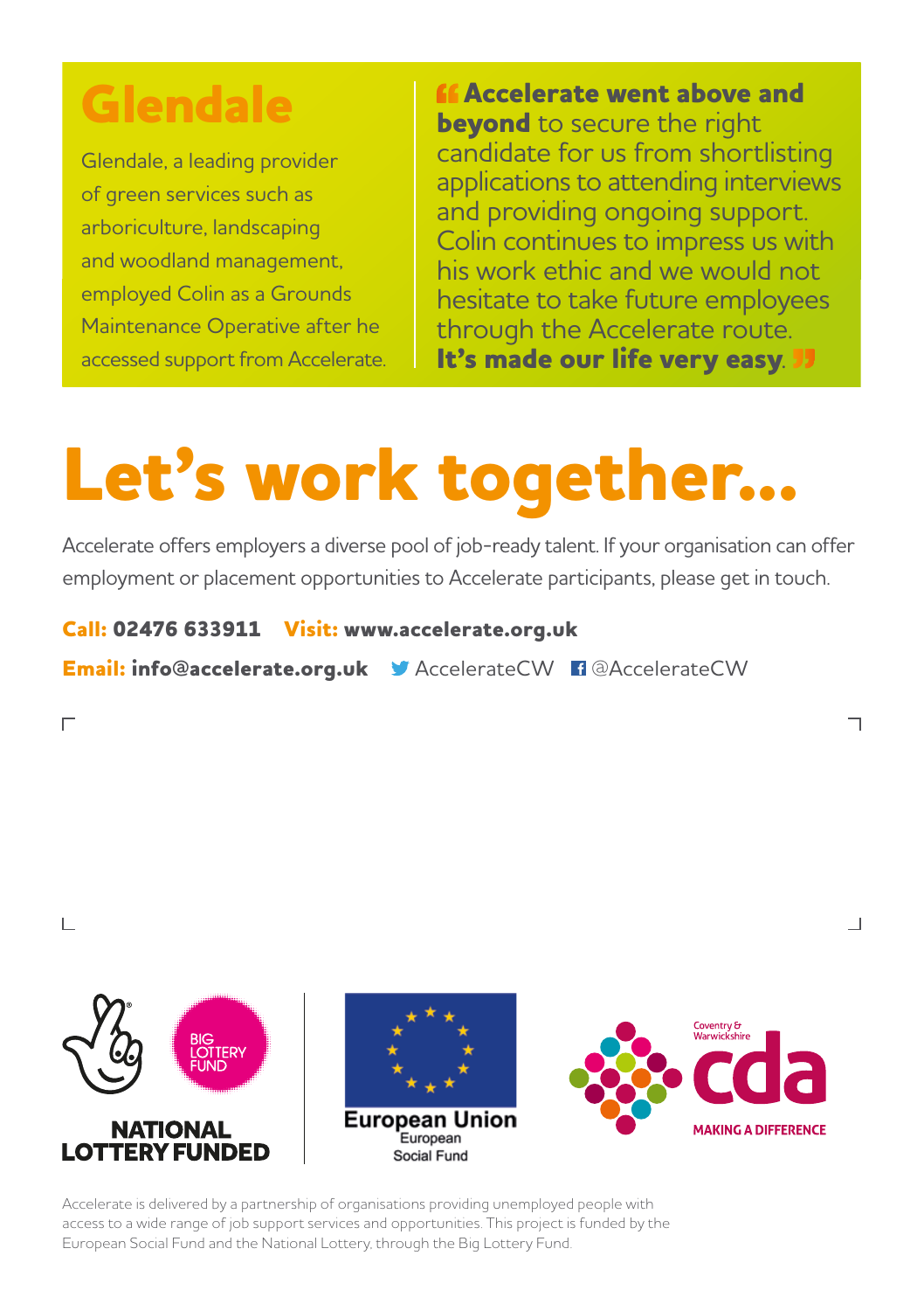## Glendale

Glendale, a leading provider of green services such as arboriculture, landscaping and woodland management, employed Colin as a Grounds Maintenance Operative after he accessed support from Accelerate.

“**Accelerate went above and beyond** to secure the right candidate for us from shortlisting applications to attending interviews and providing ongoing support. Colin continues to impress us with his work ethic and we would not hesitate to take future employees through the Accelerate route. **It’s made our life very easy**.”

# Let’s work together...

Accelerate offers employers a diverse pool of job-ready talent. If your organisation can offer employment or placement opportunities to Accelerate participants, please get in touch.

**Call:** **02476 633911** **Visit:** **www.accelerate.org.uk**

**Email:** **info@accelerate.org.uk** AccelerateCW @AccelerateCW

NATIONAL LOTTERY FUNDED

BIG LOTTERY FUND

European Union
European Social Fund

Coventry & Warwickshire cda
MAKING A DIFFERENCE

Accelerate is delivered by a partnership of organisations providing unemployed people with access to a wide range of job support services and opportunities. This project is funded by the European Social Fund and the National Lottery, through the Big Lottery Fund.